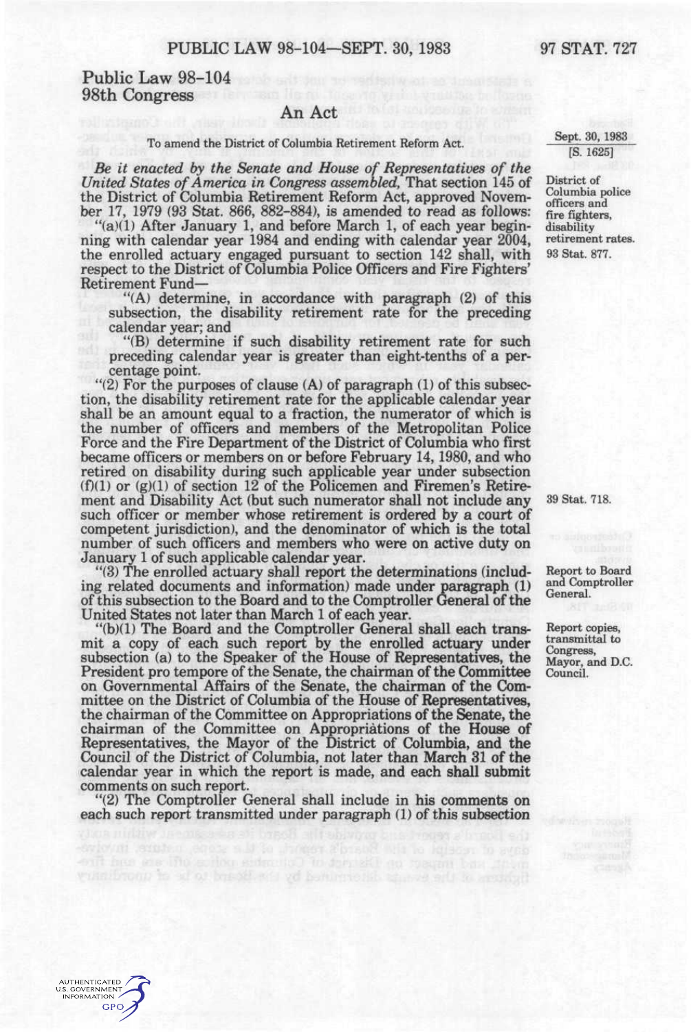# Public Law 98-104
## 98th Congress

### An Act

To amend the District of Columbia Retirement Reform Act.

Sept. 30, 1983
[S. 1625]

*Be it enacted by the Senate and House of Representatives of the United States of America in Congress assembled,* That section 145 of the District of Columbia Retirement Reform Act, approved November 17, 1979 (93 Stat. 866, 882-884), is amended to read as follows:

District of Columbia police officers and fire fighters, disability retirement rates.
93 Stat. 877.

"(a)(1) After January 1, and before March 1, of each year beginning with calendar year 1984 and ending with calendar year 2004, the enrolled actuary engaged pursuant to section 142 shall, with respect to the District of Columbia Police Officers and Fire Fighters' Retirement Fund—

"(A) determine, in accordance with paragraph (2) of this subsection, the disability retirement rate for the preceding calendar year; and

"(B) determine if such disability retirement rate for such preceding calendar year is greater than eight-tenths of a percentage point.

"(2) For the purposes of clause (A) of paragraph (1) of this subsection, the disability retirement rate for the applicable calendar year shall be an amount equal to a fraction, the numerator of which is the number of officers and members of the Metropolitan Police Force and the Fire Department of the District of Columbia who first became officers or members on or before February 14, 1980, and who retired on disability during such applicable year under subsection (f)(1) or (g)(1) of section 12 of the Policemen and Firemen's Retirement and Disability Act (but such numerator shall not include any such officer or member whose retirement is ordered by a court of competent jurisdiction), and the denominator of which is the total number of such officers and members who were on active duty on January 1 of such applicable calendar year.

39 Stat. 718.

"(3) The enrolled actuary shall report the determinations (including related documents and information) made under paragraph (1) of this subsection to the Board and to the Comptroller General of the United States not later than March 1 of each year.

Report to Board and Comptroller General.

"(b)(1) The Board and the Comptroller General shall each transmit a copy of each such report by the enrolled actuary under subsection (a) to the Speaker of the House of Representatives, the President pro tempore of the Senate, the chairman of the Committee on Governmental Affairs of the Senate, the chairman of the Committee on the District of Columbia of the House of Representatives, the chairman of the Committee on Appropriations of the Senate, the chairman of the Committee on Appropriations of the House of Representatives, the Mayor of the District of Columbia, and the Council of the District of Columbia, not later than March 31 of the calendar year in which the report is made, and each shall submit comments on such report.

Report copies, transmittal to Congress, Mayor, and D.C. Council.

"(2) The Comptroller General shall include in his comments on each such report transmitted under paragraph (1) of this subsection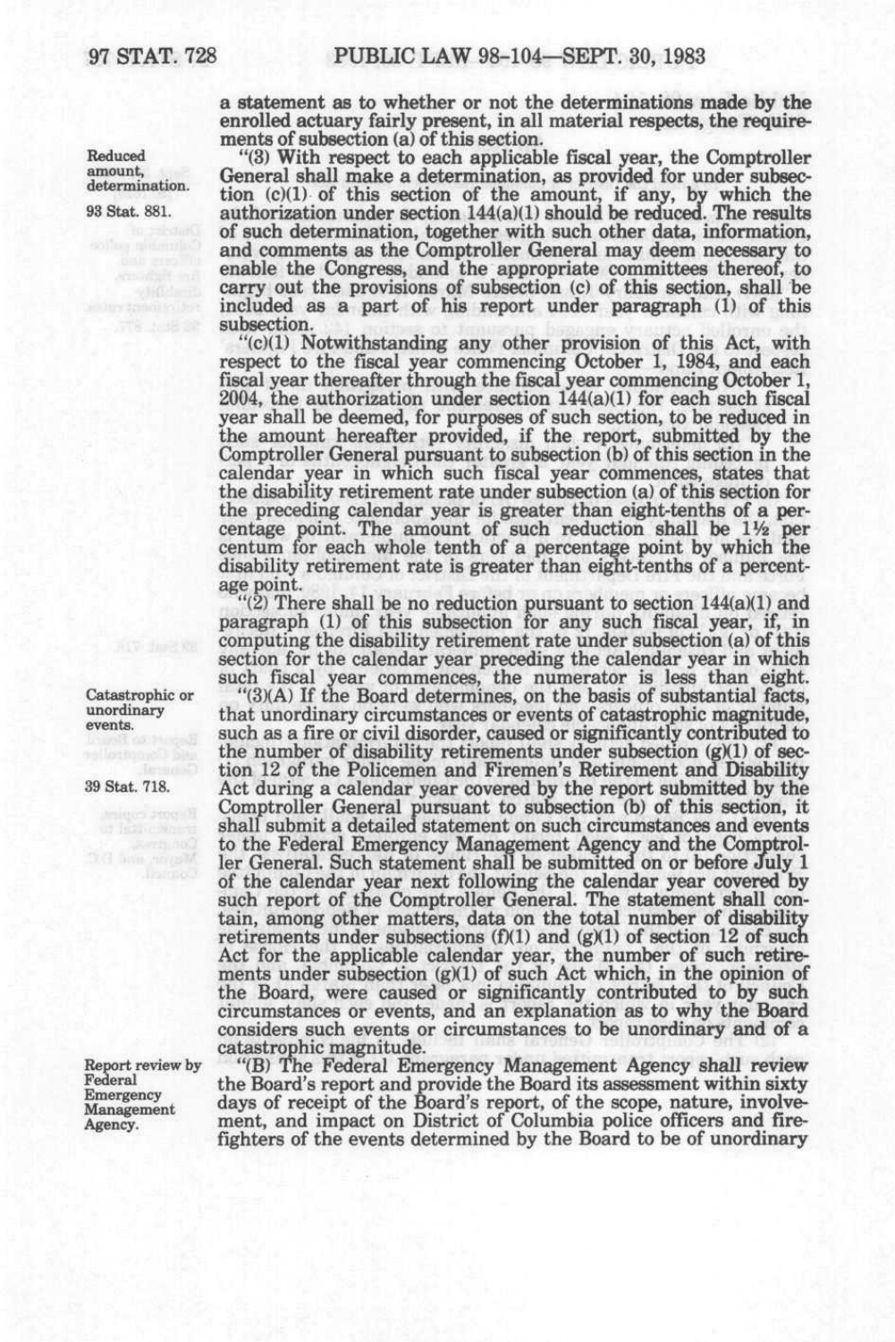a statement as to whether or not the determinations made by the enrolled actuary fairly present, in all material respects, the requirements of subsection (a) of this section.

Reduced amount, determination.

93 Stat. 881.

"(3) With respect to each applicable fiscal year, the Comptroller General shall make a determination, as provided for under subsection (c)(1) of this section of the amount, if any, by which the authorization under section 144(a)(1) should be reduced. The results of such determination, together with such other data, information, and comments as the Comptroller General may deem necessary to enable the Congress, and the appropriate committees thereof, to carry out the provisions of subsection (c) of this section, shall be included as a part of his report under paragraph (1) of this subsection.

"(c)(1) Notwithstanding any other provision of this Act, with respect to the fiscal year commencing October 1, 1984, and each fiscal year thereafter through the fiscal year commencing October 1, 2004, the authorization under section 144(a)(1) for each such fiscal year shall be deemed, for purposes of such section, to be reduced in the amount hereafter provided, if the report, submitted by the Comptroller General pursuant to subsection (b) of this section in the calendar year in which such fiscal year commences, states that the disability retirement rate under subsection (a) of this section for the preceding calendar year is greater than eight-tenths of a percentage point. The amount of such reduction shall be 1½ per centum for each whole tenth of a percentage point by which the disability retirement rate is greater than eight-tenths of a percentage point.

"(2) There shall be no reduction pursuant to section 144(a)(1) and paragraph (1) of this subsection for any such fiscal year, if, in computing the disability retirement rate under subsection (a) of this section for the calendar year preceding the calendar year in which such fiscal year commences, the numerator is less than eight.

Catastrophic or unordinary events.

39 Stat. 718.

"(3)(A) If the Board determines, on the basis of substantial facts, that unordinary circumstances or events of catastrophic magnitude, such as a fire or civil disorder, caused or significantly contributed to the number of disability retirements under subsection (g)(1) of section 12 of the Policemen and Firemen's Retirement and Disability Act during a calendar year covered by the report submitted by the Comptroller General pursuant to subsection (b) of this section, it shall submit a detailed statement on such circumstances and events to the Federal Emergency Management Agency and the Comptroller General. Such statement shall be submitted on or before July 1 of the calendar year next following the calendar year covered by such report of the Comptroller General. The statement shall contain, among other matters, data on the total number of disability retirements under subsections (f)(1) and (g)(1) of section 12 of such Act for the applicable calendar year, the number of such retirements under subsection (g)(1) of such Act which, in the opinion of the Board, were caused or significantly contributed to by such circumstances or events, and an explanation as to why the Board considers such events or circumstances to be unordinary and of a catastrophic magnitude.

Report review by Federal Emergency Management Agency.

"(B) The Federal Emergency Management Agency shall review the Board's report and provide the Board its assessment within sixty days of receipt of the Board's report, of the scope, nature, involvement, and impact on District of Columbia police officers and firefighters of the events determined by the Board to be of unordinary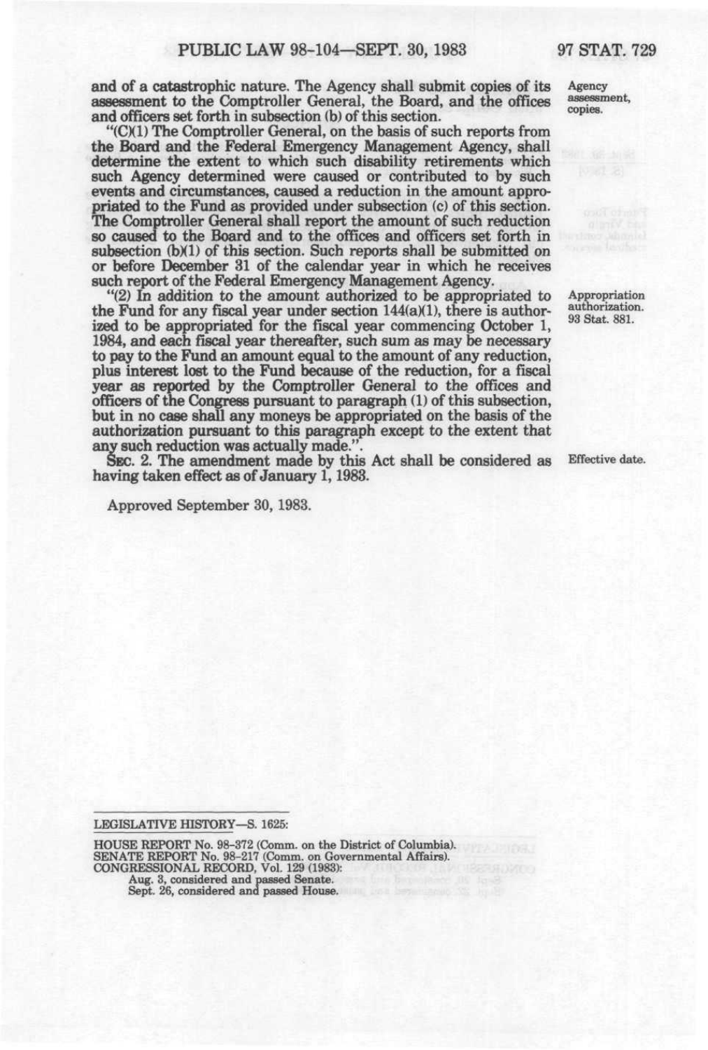and of a catastrophic nature. The Agency shall submit copies of its assessment to the Comptroller General, the Board, and the offices and officers set forth in subsection (b) of this section.

Agency assessment, copies.

"(C)(1) The Comptroller General, on the basis of such reports from the Board and the Federal Emergency Management Agency, shall determine the extent to which such disability retirements which such Agency determined were caused or contributed to by such events and circumstances, caused a reduction in the amount appropriated to the Fund as provided under subsection (c) of this section. The Comptroller General shall report the amount of such reduction so caused to the Board and to the offices and officers set forth in subsection (b)(1) of this section. Such reports shall be submitted on or before December 31 of the calendar year in which he receives such report of the Federal Emergency Management Agency.

"(2) In addition to the amount authorized to be appropriated to the Fund for any fiscal year under section 144(a)(1), there is authorized to be appropriated for the fiscal year commencing October 1, 1984, and each fiscal year thereafter, such sum as may be necessary to pay to the Fund an amount equal to the amount of any reduction, plus interest lost to the Fund because of the reduction, for a fiscal year as reported by the Comptroller General to the offices and officers of the Congress pursuant to paragraph (1) of this subsection, but in no case shall any moneys be appropriated on the basis of the authorization pursuant to this paragraph except to the extent that any such reduction was actually made.".

Appropriation authorization. 93 Stat. 881.

SEC. 2. The amendment made by this Act shall be considered as having taken effect as of January 1, 1983.

Effective date.

Approved September 30, 1983.

---

LEGISLATIVE HISTORY—S. 1625:

HOUSE REPORT No. 98-372 (Comm. on the District of Columbia).
SENATE REPORT No. 98-217 (Comm. on Governmental Affairs).
CONGRESSIONAL RECORD, Vol. 129 (1983):
Aug. 3, considered and passed Senate.
Sept. 26, considered and passed House.